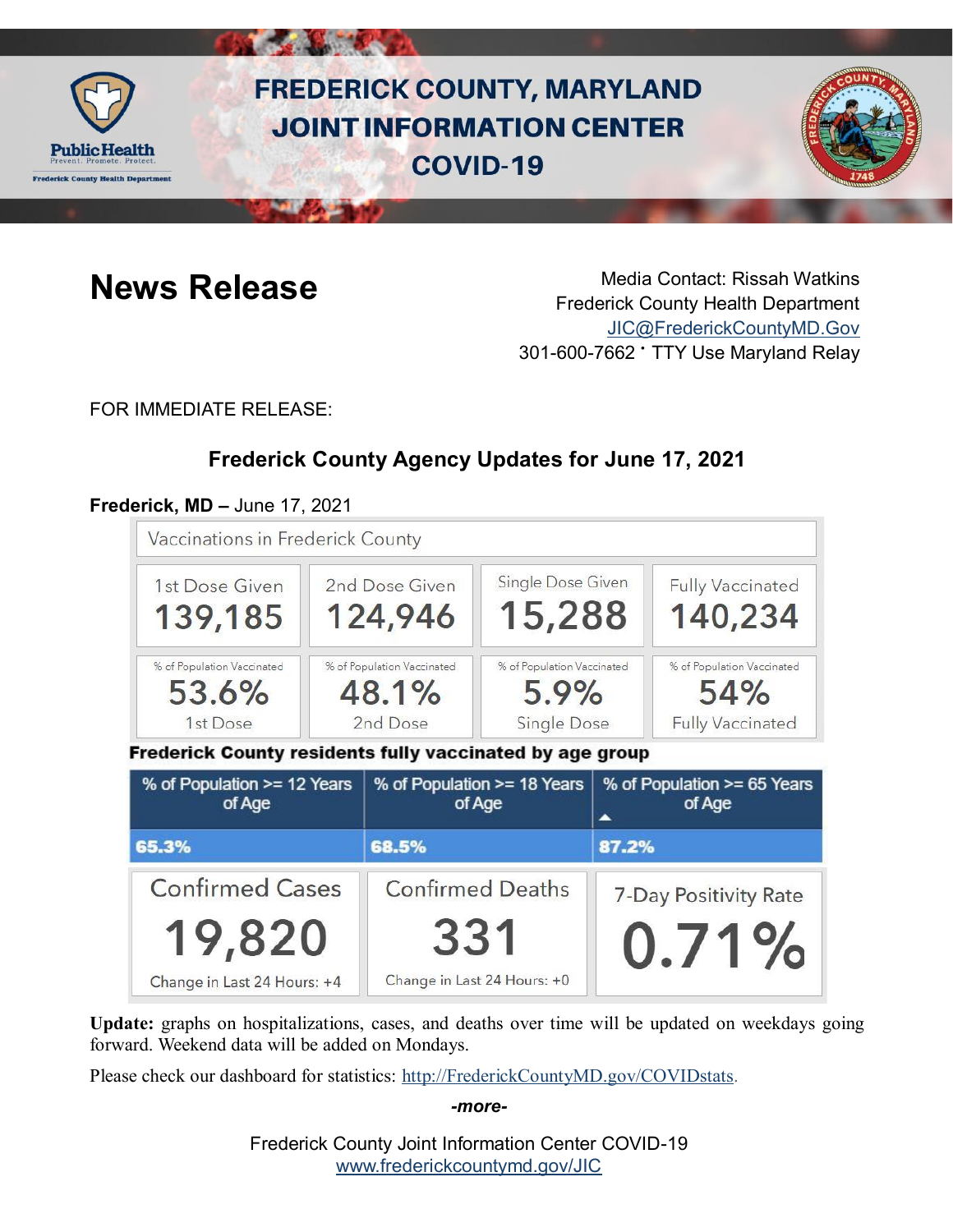# FREDERICK COUNTY, MARYLAND JOINT INFORMATION CENTER COVID-19

## News Release

Media Contact: Rissah Watkins
Frederick County Health Department
JIC@FrederickCountyMD.Gov
301-600-7662 · TTY Use Maryland Relay

FOR IMMEDIATE RELEASE:

### Frederick County Agency Updates for June 17, 2021

**Frederick, MD –** June 17, 2021

**Vaccinations in Frederick County**

| 1st Dose Given | 2nd Dose Given | Single Dose Given | Fully Vaccinated |
|---|---|---|---|
| 139,185 | 124,946 | 15,288 | 140,234 |
| % of Population Vaccinated 53.6% 1st Dose | % of Population Vaccinated 48.1% 2nd Dose | % of Population Vaccinated 5.9% Single Dose | % of Population Vaccinated 54% Fully Vaccinated |

**Frederick County residents fully vaccinated by age group**

| % of Population >= 12 Years of Age | % of Population >= 18 Years of Age | % of Population >= 65 Years of Age |
|---|---|---|
| 65.3% | 68.5% | 87.2% |

| Confirmed Cases | Confirmed Deaths | 7-Day Positivity Rate |
|---|---|---|
| 19,820 | 331 | 0.71% |
| Change in Last 24 Hours: +4 | Change in Last 24 Hours: +0 | |

**Update:** graphs on hospitalizations, cases, and deaths over time will be updated on weekdays going forward. Weekend data will be added on Mondays.

Please check our dashboard for statistics: http://FrederickCountyMD.gov/COVIDstats.

*-more-*

Frederick County Joint Information Center COVID-19
www.frederickcountymd.gov/JIC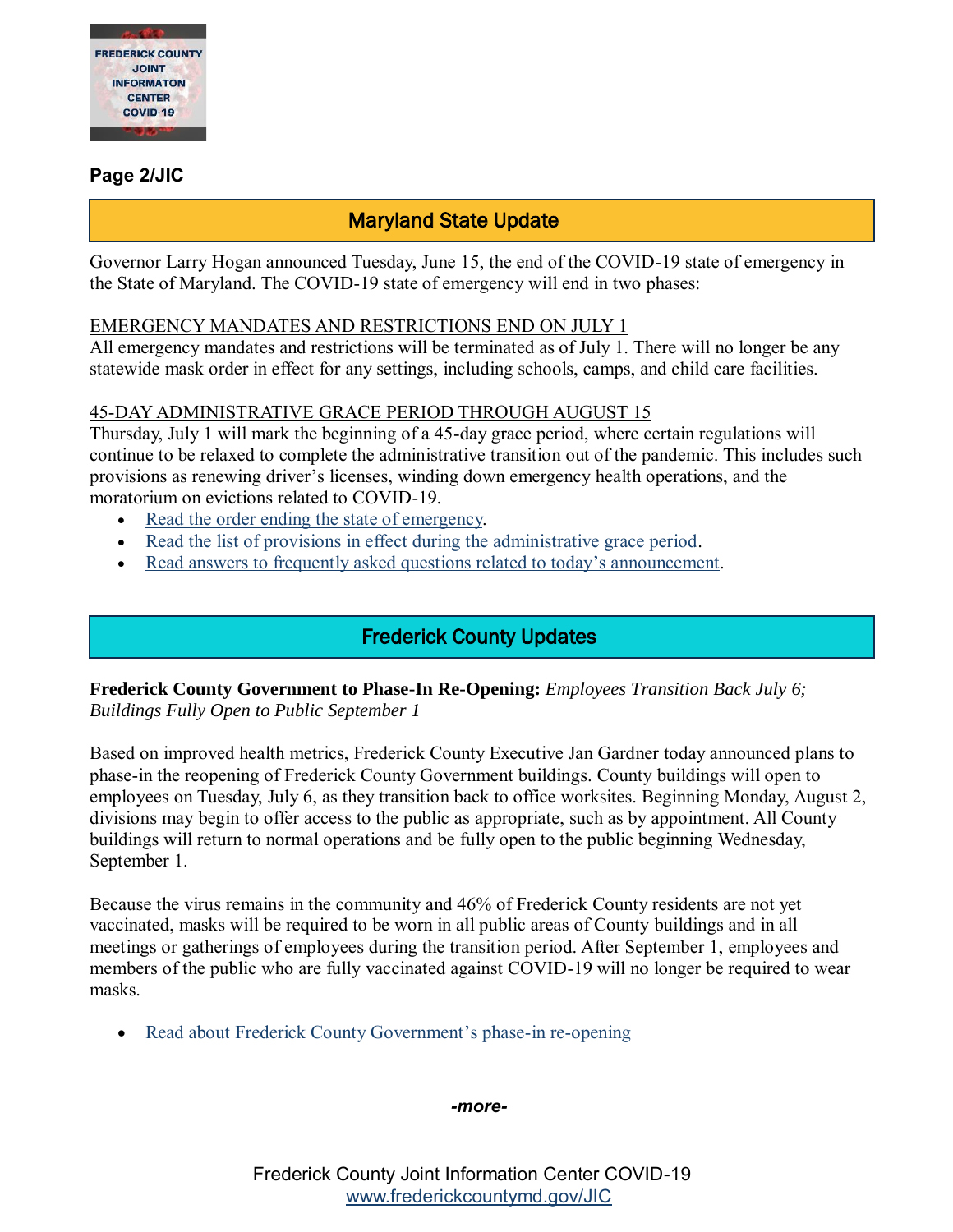**Page 2/JIC**

## Maryland State Update

Governor Larry Hogan announced Tuesday, June 15, the end of the COVID-19 state of emergency in the State of Maryland. The COVID-19 state of emergency will end in two phases:

EMERGENCY MANDATES AND RESTRICTIONS END ON JULY 1

All emergency mandates and restrictions will be terminated as of July 1. There will no longer be any statewide mask order in effect for any settings, including schools, camps, and child care facilities.

45-DAY ADMINISTRATIVE GRACE PERIOD THROUGH AUGUST 15

Thursday, July 1 will mark the beginning of a 45-day grace period, where certain regulations will continue to be relaxed to complete the administrative transition out of the pandemic. This includes such provisions as renewing driver's licenses, winding down emergency health operations, and the moratorium on evictions related to COVID-19.

- Read the order ending the state of emergency.
- Read the list of provisions in effect during the administrative grace period.
- Read answers to frequently asked questions related to today's announcement.

## Frederick County Updates

**Frederick County Government to Phase-In Re-Opening:** *Employees Transition Back July 6; Buildings Fully Open to Public September 1*

Based on improved health metrics, Frederick County Executive Jan Gardner today announced plans to phase-in the reopening of Frederick County Government buildings. County buildings will open to employees on Tuesday, July 6, as they transition back to office worksites. Beginning Monday, August 2, divisions may begin to offer access to the public as appropriate, such as by appointment. All County buildings will return to normal operations and be fully open to the public beginning Wednesday, September 1.

Because the virus remains in the community and 46% of Frederick County residents are not yet vaccinated, masks will be required to be worn in all public areas of County buildings and in all meetings or gatherings of employees during the transition period. After September 1, employees and members of the public who are fully vaccinated against COVID-19 will no longer be required to wear masks.

- Read about Frederick County Government's phase-in re-opening

***-more-***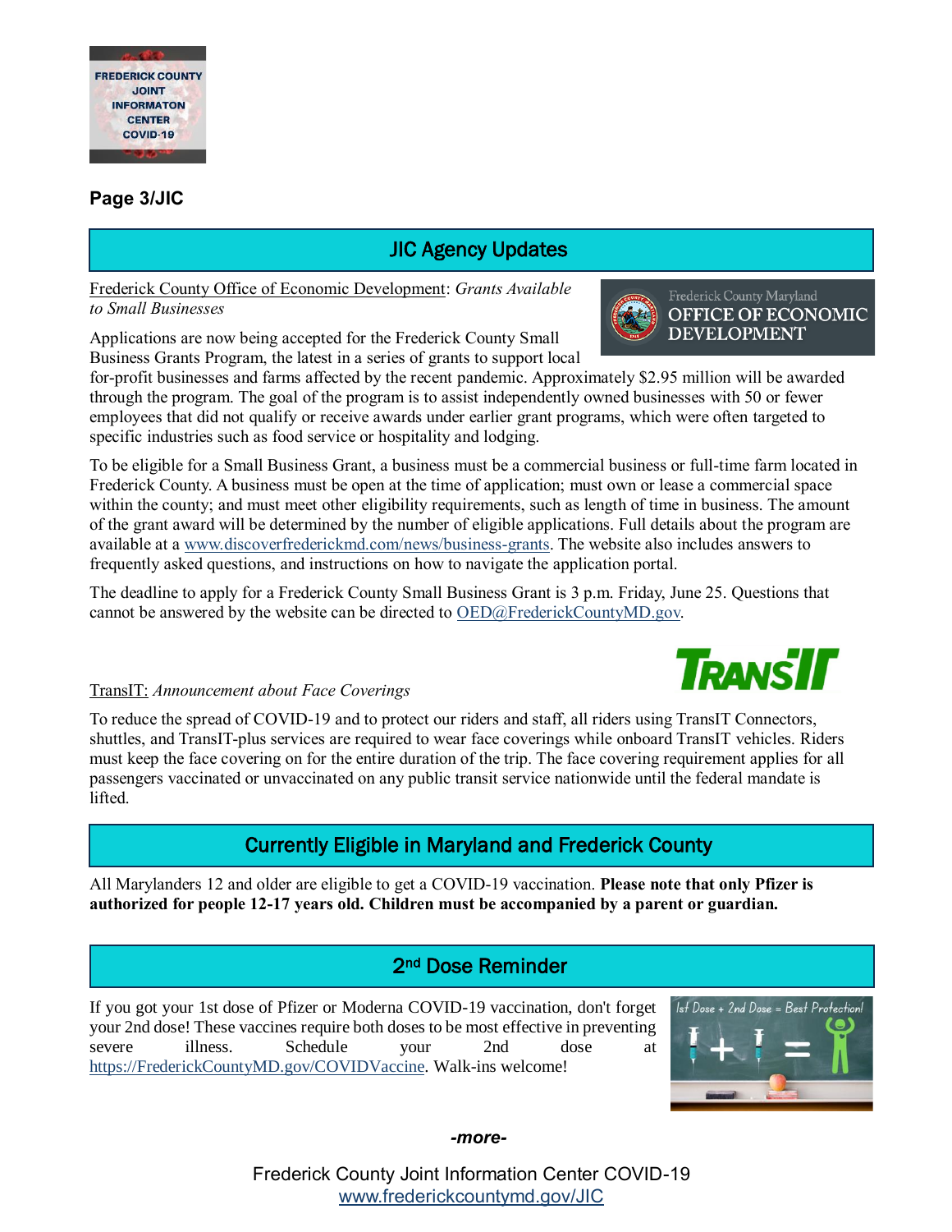## JIC Agency Updates

Frederick County Office of Economic Development: *Grants Available to Small Businesses*

Applications are now being accepted for the Frederick County Small Business Grants Program, the latest in a series of grants to support local for-profit businesses and farms affected by the recent pandemic. Approximately $2.95 million will be awarded through the program. The goal of the program is to assist independently owned businesses with 50 or fewer employees that did not qualify or receive awards under earlier grant programs, which were often targeted to specific industries such as food service or hospitality and lodging.

To be eligible for a Small Business Grant, a business must be a commercial business or full-time farm located in Frederick County. A business must be open at the time of application; must own or lease a commercial space within the county; and must meet other eligibility requirements, such as length of time in business. The amount of the grant award will be determined by the number of eligible applications. Full details about the program are available at a www.discoverfrederickmd.com/news/business-grants. The website also includes answers to frequently asked questions, and instructions on how to navigate the application portal.

The deadline to apply for a Frederick County Small Business Grant is 3 p.m. Friday, June 25. Questions that cannot be answered by the website can be directed to OED@FrederickCountyMD.gov.

TransIT: *Announcement about Face Coverings*

To reduce the spread of COVID-19 and to protect our riders and staff, all riders using TransIT Connectors, shuttles, and TransIT-plus services are required to wear face coverings while onboard TransIT vehicles. Riders must keep the face covering on for the entire duration of the trip. The face covering requirement applies for all passengers vaccinated or unvaccinated on any public transit service nationwide until the federal mandate is lifted.

## Currently Eligible in Maryland and Frederick County

All Marylanders 12 and older are eligible to get a COVID-19 vaccination. **Please note that only Pfizer is authorized for people 12-17 years old. Children must be accompanied by a parent or guardian.**

## 2nd Dose Reminder

If you got your 1st dose of Pfizer or Moderna COVID-19 vaccination, don't forget your 2nd dose! These vaccines require both doses to be most effective in preventing severe illness. Schedule your 2nd dose at https://FrederickCountyMD.gov/COVIDVaccine. Walk-ins welcome!

*-more-*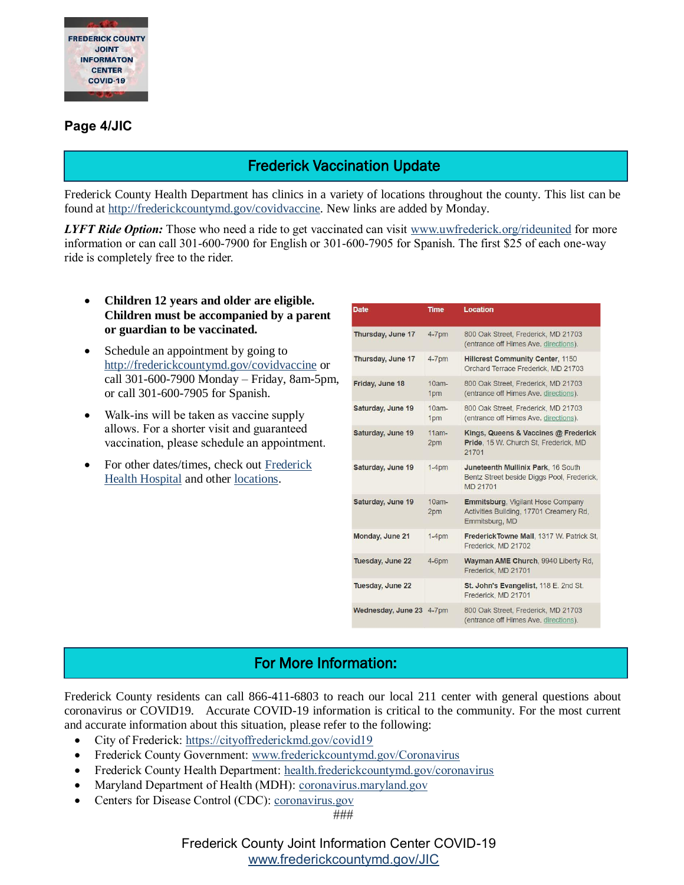## Frederick Vaccination Update

Frederick County Health Department has clinics in a variety of locations throughout the county. This list can be found at http://frederickcountymd.gov/covidvaccine. New links are added by Monday.

***LYFT Ride Option:*** Those who need a ride to get vaccinated can visit www.uwfrederick.org/rideunited for more information or can call 301-600-7900 for English or 301-600-7905 for Spanish. The first $25 of each one-way ride is completely free to the rider.

- **Children 12 years and older are eligible. Children must be accompanied by a parent or guardian to be vaccinated.**
- Schedule an appointment by going to http://frederickcountymd.gov/covidvaccine or call 301-600-7900 Monday – Friday, 8am-5pm, or call 301-600-7905 for Spanish.
- Walk-ins will be taken as vaccine supply allows. For a shorter visit and guaranteed vaccination, please schedule an appointment.
- For other dates/times, check out Frederick Health Hospital and other locations.

| Date | Time | Location |
|---|---|---|
| Thursday, June 17 | 4-7pm | 800 Oak Street, Frederick, MD 21703 (entrance off Himes Ave. directions). |
| Thursday, June 17 | 4-7pm | **Hillcrest Community Center**, 1150 Orchard Terrace Frederick, MD 21703 |
| Friday, June 18 | 10am-1pm | 800 Oak Street, Frederick, MD 21703 (entrance off Himes Ave. directions). |
| Saturday, June 19 | 10am-1pm | 800 Oak Street, Frederick, MD 21703 (entrance off Himes Ave. directions). |
| Saturday, June 19 | 11am-2pm | **Kings, Queens & Vaccines @ Frederick Pride**, 15 W. Church St, Frederick, MD 21701 |
| Saturday, June 19 | 1-4pm | **Juneteenth Mullinix Park**, 16 South Bentz Street beside Diggs Pool, Frederick, MD 21701 |
| Saturday, June 19 | 10am-2pm | **Emmitsburg**, Vigilant Hose Company Activities Building, 17701 Creamery Rd, Emmitsburg, MD |
| Monday, June 21 | 1-4pm | **FrederickTowne Mall**, 1317 W. Patrick St, Frederick, MD 21702 |
| Tuesday, June 22 | 4-6pm | **Wayman AME Church**, 9940 Liberty Rd, Frederick, MD 21701 |
| Tuesday, June 22 | | **St. John's Evangelist**, 118 E. 2nd St. Frederick, MD 21701 |
| Wednesday, June 23 | 4-7pm | 800 Oak Street, Frederick, MD 21703 (entrance off Himes Ave. directions). |

## For More Information:

Frederick County residents can call 866-411-6803 to reach our local 211 center with general questions about coronavirus or COVID19. Accurate COVID-19 information is critical to the community. For the most current and accurate information about this situation, please refer to the following:

- City of Frederick: https://cityoffrederickmd.gov/covid19
- Frederick County Government: www.frederickcountymd.gov/Coronavirus
- Frederick County Health Department: health.frederickcountymd.gov/coronavirus
- Maryland Department of Health (MDH): coronavirus.maryland.gov
- Centers for Disease Control (CDC): coronavirus.gov

###